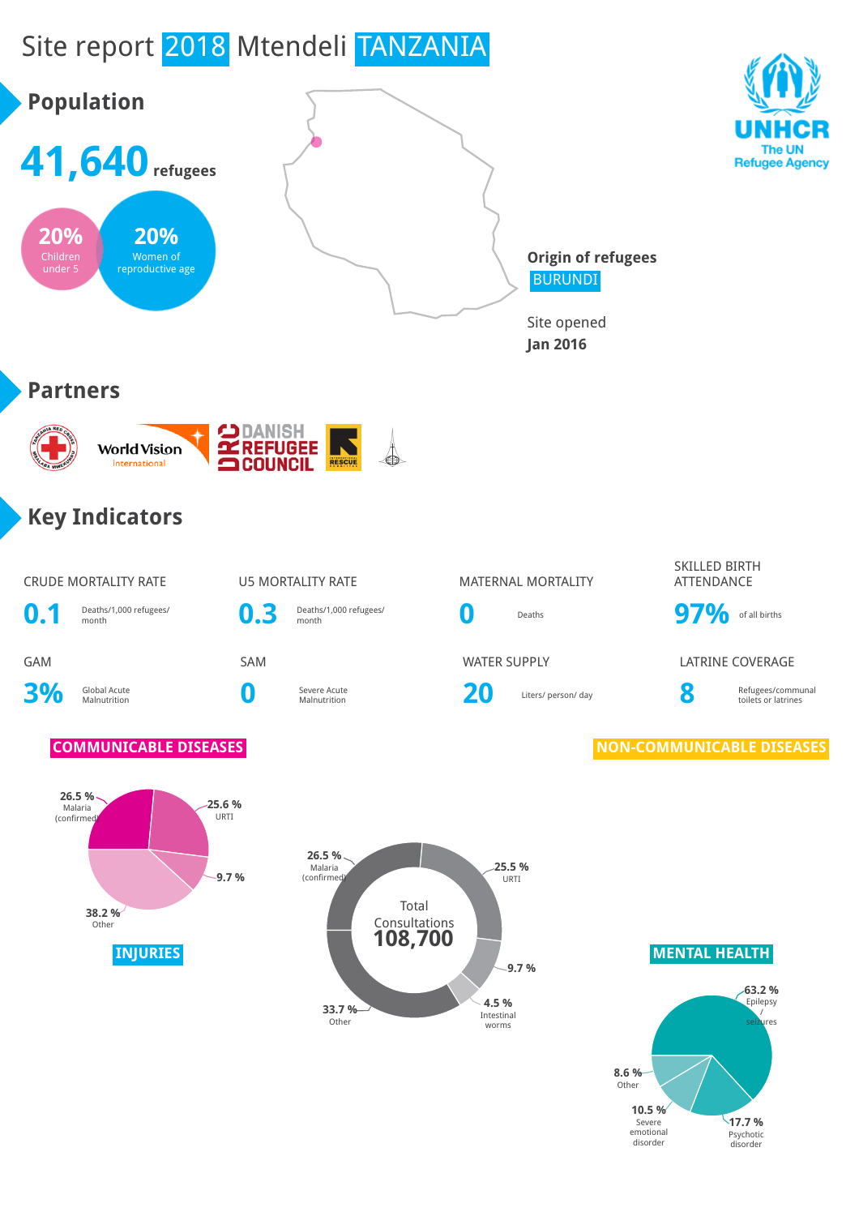# Site report 2018 Mtendeli TANZANIA

## Population

**41,640** refugees

**20%** Children under 5

**20%** Women of reproductive age

**Origin of refugees**
BURUNDI

Site opened
**Jan 2016**

UNHCR
The UN Refugee Agency

## Partners

World Vision International

DANISH REFUGEE COUNCIL

## Key Indicators

| Indicator | Value | Unit |
|---|---|---|
| CRUDE MORTALITY RATE | 0.1 | Deaths/1,000 refugees/ month |
| U5 MORTALITY RATE | 0.3 | Deaths/1,000 refugees/ month |
| MATERNAL MORTALITY | 0 | Deaths |
| SKILLED BIRTH ATTENDANCE | 97% | of all births |
| GAM | 3% | Global Acute Malnutrition |
| SAM | 0 | Severe Acute Malnutrition |
| WATER SUPPLY | 20 | Liters/ person/ day |
| LATRINE COVERAGE | 8 | Refugees/communal toilets or latrines |

### COMMUNICABLE DISEASES

- 26.5 % Malaria (confirmed)
- 25.6 % URTI
- 9.7 %
- 38.2 % Other

### INJURIES

Total Consultations **108,700**

- 26.5 % Malaria (confirmed)
- 25.5 % URTI
- 9.7 %
- 4.5 % Intestinal worms
- 33.7 % Other

### NON-COMMUNICABLE DISEASES

### MENTAL HEALTH

- 63.2 % Epilepsy / seizures
- 17.7 % Psychotic disorder
- 10.5 % Severe emotional disorder
- 8.6 % Other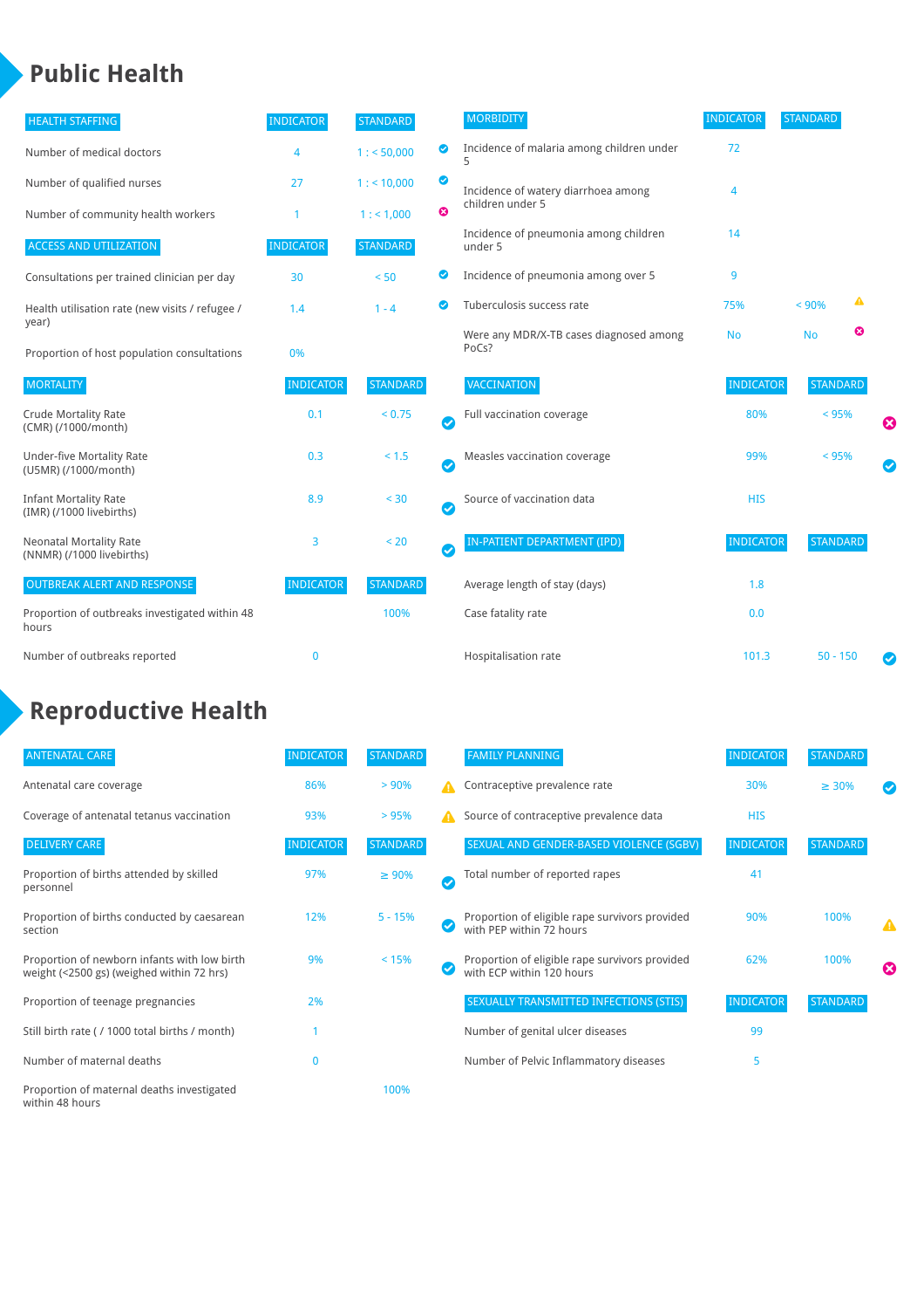# Public Health

| HEALTH STAFFING | INDICATOR | STANDARD | |
|---|---|---|---|
| Number of medical doctors | 4 | 1 : < 50,000 | ✔ |
| Number of qualified nurses | 27 | 1 : < 10,000 | ✔ |
| Number of community health workers | 1 | 1 : < 1,000 | ✖ |

| ACCESS AND UTILIZATION | INDICATOR | STANDARD | |
|---|---|---|---|
| Consultations per trained clinician per day | 30 | < 50 | ✔ |
| Health utilisation rate (new visits / refugee / year) | 1.4 | 1 - 4 | ✔ |
| Proportion of host population consultations | 0% | | |

| MORTALITY | INDICATOR | STANDARD | |
|---|---|---|---|
| Crude Mortality Rate (CMR) (/1000/month) | 0.1 | < 0.75 | ✔ |
| Under-five Mortality Rate (U5MR) (/1000/month) | 0.3 | < 1.5 | ✔ |
| Infant Mortality Rate (IMR) (/1000 livebirths) | 8.9 | < 30 | ✔ |
| Neonatal Mortality Rate (NNMR) (/1000 livebirths) | 3 | < 20 | ✔ |

| OUTBREAK ALERT AND RESPONSE | INDICATOR | STANDARD |
|---|---|---|
| Proportion of outbreaks investigated within 48 hours | | 100% |
| Number of outbreaks reported | 0 | |

| MORBIDITY | INDICATOR | STANDARD | |
|---|---|---|---|
| Incidence of malaria among children under 5 | 72 | | |
| Incidence of watery diarrhoea among children under 5 | 4 | | |
| Incidence of pneumonia among children under 5 | 14 | | |
| Incidence of pneumonia among over 5 | 9 | | |
| Tuberculosis success rate | 75% | < 90% | ⚠ |
| Were any MDR/X-TB cases diagnosed among PoCs? | No | No | ✖ |

| VACCINATION | INDICATOR | STANDARD | |
|---|---|---|---|
| Full vaccination coverage | 80% | < 95% | ✖ |
| Measles vaccination coverage | 99% | < 95% | ✔ |
| Source of vaccination data | HIS | | |

| IN-PATIENT DEPARTMENT (IPD) | INDICATOR | STANDARD | |
|---|---|---|---|
| Average length of stay (days) | 1.8 | | |
| Case fatality rate | 0.0 | | |
| Hospitalisation rate | 101.3 | 50 - 150 | ✔ |

# Reproductive Health

| ANTENATAL CARE | INDICATOR | STANDARD | |
|---|---|---|---|
| Antenatal care coverage | 86% | > 90% | ⚠ |
| Coverage of antenatal tetanus vaccination | 93% | > 95% | ⚠ |

| DELIVERY CARE | INDICATOR | STANDARD | |
|---|---|---|---|
| Proportion of births attended by skilled personnel | 97% | ≥ 90% | ✔ |
| Proportion of births conducted by caesarean section | 12% | 5 - 15% | ✔ |
| Proportion of newborn infants with low birth weight (<2500 gs) (weighed within 72 hrs) | 9% | < 15% | ✔ |
| Proportion of teenage pregnancies | 2% | | |
| Still birth rate ( / 1000 total births / month) | 1 | | |
| Number of maternal deaths | 0 | | |
| Proportion of maternal deaths investigated within 48 hours | | 100% | |

| FAMILY PLANNING | INDICATOR | STANDARD | |
|---|---|---|---|
| Contraceptive prevalence rate | 30% | ≥ 30% | ✔ |
| Source of contraceptive prevalence data | HIS | | |

| SEXUAL AND GENDER-BASED VIOLENCE (SGBV) | INDICATOR | STANDARD | |
|---|---|---|---|
| Total number of reported rapes | 41 | | |
| Proportion of eligible rape survivors provided with PEP within 72 hours | 90% | 100% | ⚠ |
| Proportion of eligible rape survivors provided with ECP within 120 hours | 62% | 100% | ✖ |

| SEXUALLY TRANSMITTED INFECTIONS (STIS) | INDICATOR | STANDARD |
|---|---|---|
| Number of genital ulcer diseases | 99 | |
| Number of Pelvic Inflammatory diseases | 5 | |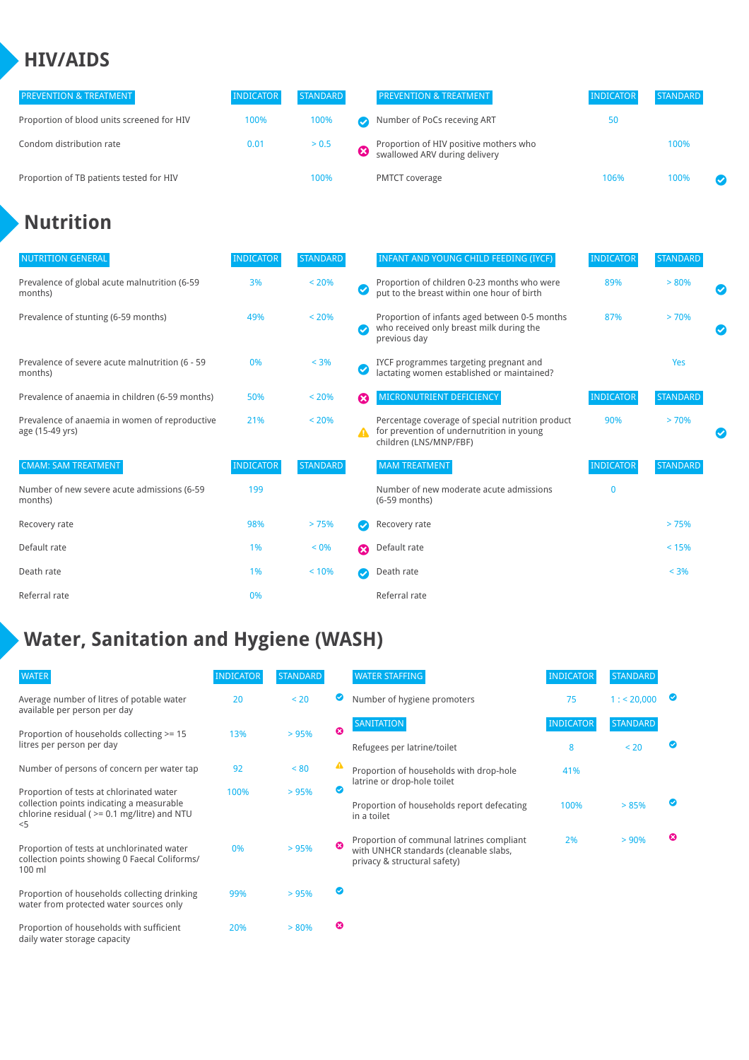# HIV/AIDS

| PREVENTION & TREATMENT | INDICATOR | STANDARD | |
|---|---|---|---|
| Proportion of blood units screened for HIV | 100% | 100% | ✔ |
| Condom distribution rate | 0.01 | > 0.5 | ✖ |
| Proportion of TB patients tested for HIV | | 100% | |

| PREVENTION & TREATMENT | INDICATOR | STANDARD | |
|---|---|---|---|
| Number of PoCs receving ART | 50 | | |
| Proportion of HIV positive mothers who swallowed ARV during delivery | | 100% | |
| PMTCT coverage | 106% | 100% | ✔ |

# Nutrition

| NUTRITION GENERAL | INDICATOR | STANDARD | |
|---|---|---|---|
| Prevalence of global acute malnutrition (6-59 months) | 3% | < 20% | ✔ |
| Prevalence of stunting (6-59 months) | 49% | < 20% | ✔ |
| Prevalence of severe acute malnutrition (6 - 59 months) | 0% | < 3% | ✔ |
| Prevalence of anaemia in children (6-59 months) | 50% | < 20% | ✖ |
| Prevalence of anaemia in women of reproductive age (15-49 yrs) | 21% | < 20% | ⚠ |

| INFANT AND YOUNG CHILD FEEDING (IYCF) | INDICATOR | STANDARD | |
|---|---|---|---|
| Proportion of children 0-23 months who were put to the breast within one hour of birth | 89% | > 80% | ✔ |
| Proportion of infants aged between 0-5 months who received only breast milk during the previous day | 87% | > 70% | ✔ |
| IYCF programmes targeting pregnant and lactating women established or maintained? | | Yes | |

| MICRONUTRIENT DEFICIENCY | INDICATOR | STANDARD | |
|---|---|---|---|
| Percentage coverage of special nutrition product for prevention of undernutrition in young children (LNS/MNP/FBF) | 90% | > 70% | ✔ |

| CMAM: SAM TREATMENT | INDICATOR | STANDARD | |
|---|---|---|---|
| Number of new severe acute admissions (6-59 months) | 199 | | |
| Recovery rate | 98% | > 75% | ✔ |
| Default rate | 1% | < 0% | ✖ |
| Death rate | 1% | < 10% | ✔ |
| Referral rate | 0% | | |

| MAM TREATMENT | INDICATOR | STANDARD | |
|---|---|---|---|
| Number of new moderate acute admissions (6-59 months) | 0 | | |
| Recovery rate | | > 75% | |
| Default rate | | < 15% | |
| Death rate | | < 3% | |
| Referral rate | | | |

# Water, Sanitation and Hygiene (WASH)

| WATER | INDICATOR | STANDARD | |
|---|---|---|---|
| Average number of litres of potable water available per person per day | 20 | < 20 | ✔ |
| Proportion of households collecting >= 15 litres per person per day | 13% | > 95% | ✖ |
| Number of persons of concern per water tap | 92 | < 80 | ⚠ |
| Proportion of tests at chlorinated water collection points indicating a measurable chlorine residual ( >= 0.1 mg/litre) and NTU <5 | 100% | > 95% | ✔ |
| Proportion of tests at unchlorinated water collection points showing 0 Faecal Coliforms/ 100 ml | 0% | > 95% | ✖ |
| Proportion of households collecting drinking water from protected water sources only | 99% | > 95% | ✔ |
| Proportion of households with sufficient daily water storage capacity | 20% | > 80% | ✖ |

| WATER STAFFING | INDICATOR | STANDARD | |
|---|---|---|---|
| Number of hygiene promoters | 75 | 1 : < 20,000 | ✔ |

| SANITATION | INDICATOR | STANDARD | |
|---|---|---|---|
| Refugees per latrine/toilet | 8 | < 20 | ✔ |
| Proportion of households with drop-hole latrine or drop-hole toilet | 41% | | |
| Proportion of households report defecating in a toilet | 100% | > 85% | ✔ |
| Proportion of communal latrines compliant with UNHCR standards (cleanable slabs, privacy & structural safety) | 2% | > 90% | ✖ |